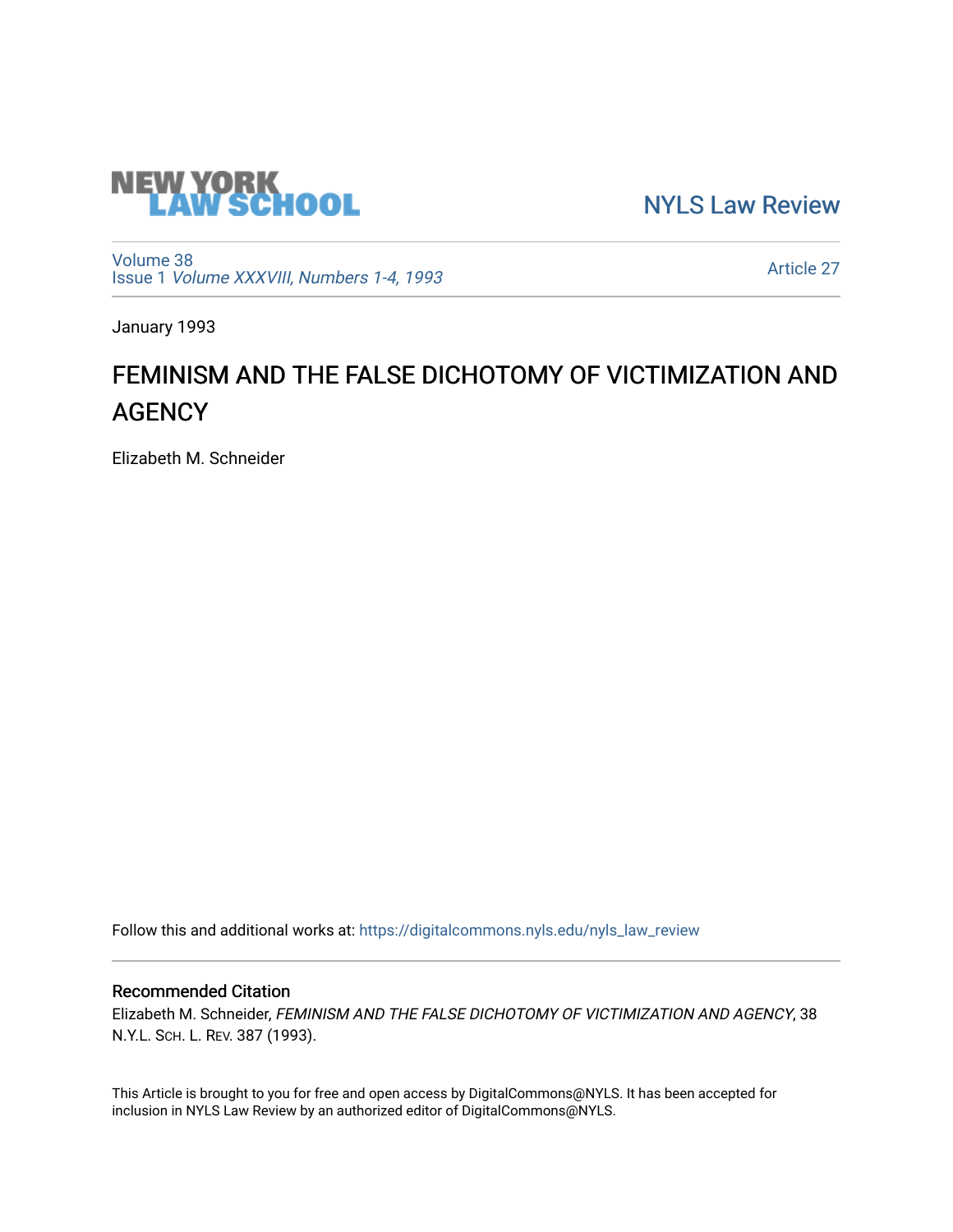NEW YORK LAW SCHOOL

NYLS Law Review

Volume 38
Issue 1 *Volume XXXVIII, Numbers 1-4, 1993*

Article 27

January 1993

# FEMINISM AND THE FALSE DICHOTOMY OF VICTIMIZATION AND AGENCY

Elizabeth M. Schneider

Follow this and additional works at: https://digitalcommons.nyls.edu/nyls_law_review

## Recommended Citation

Elizabeth M. Schneider, *FEMINISM AND THE FALSE DICHOTOMY OF VICTIMIZATION AND AGENCY*, 38 N.Y.L. Sch. L. Rev. 387 (1993).

This Article is brought to you for free and open access by DigitalCommons@NYLS. It has been accepted for inclusion in NYLS Law Review by an authorized editor of DigitalCommons@NYLS.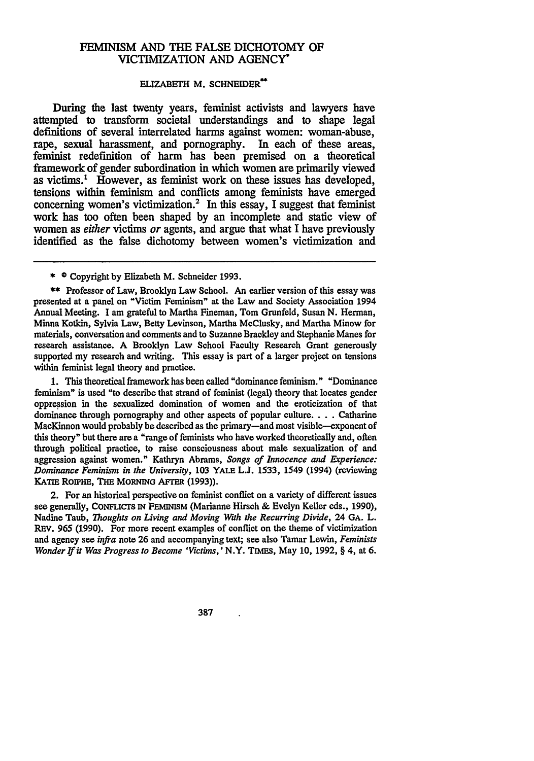# FEMINISM AND THE FALSE DICHOTOMY OF VICTIMIZATION AND AGENCY*

ELIZABETH M. SCHNEIDER**

During the last twenty years, feminist activists and lawyers have attempted to transform societal understandings and to shape legal definitions of several interrelated harms against women: woman-abuse, rape, sexual harassment, and pornography. In each of these areas, feminist redefinition of harm has been premised on a theoretical framework of gender subordination in which women are primarily viewed as victims.[1] However, as feminist work on these issues has developed, tensions within feminism and conflicts among feminists have emerged concerning women's victimization.[2] In this essay, I suggest that feminist work has too often been shaped by an incomplete and static view of women as *either* victims *or* agents, and argue that what I have previously identified as the false dichotomy between women's victimization and

---

\* © Copyright by Elizabeth M. Schneider 1993.

\*\* Professor of Law, Brooklyn Law School. An earlier version of this essay was presented at a panel on "Victim Feminism" at the Law and Society Association 1994 Annual Meeting. I am grateful to Martha Fineman, Tom Grunfeld, Susan N. Herman, Minna Kotkin, Sylvia Law, Betty Levinson, Martha McClusky, and Martha Minow for materials, conversation and comments and to Suzanne Brackley and Stephanie Manes for research assistance. A Brooklyn Law School Faculty Research Grant generously supported my research and writing. This essay is part of a larger project on tensions within feminist legal theory and practice.

1. This theoretical framework has been called "dominance feminism." "Dominance feminism" is used "to describe that strand of feminist (legal) theory that locates gender oppression in the sexualized domination of women and the eroticization of that dominance through pornography and other aspects of popular culture. . . . Catharine MacKinnon would probably be described as the primary—and most visible—exponent of this theory" but there are a "range of feminists who have worked theoretically and, often through political practice, to raise consciousness about male sexualization of and aggression against women." Kathryn Abrams, *Songs of Innocence and Experience: Dominance Feminism in the University*, 103 YALE L.J. 1533, 1549 (1994) (reviewing KATIE ROIPHE, THE MORNING AFTER (1993)).

2. For an historical perspective on feminist conflict on a variety of different issues see generally, CONFLICTS IN FEMINISM (Marianne Hirsch & Evelyn Keller eds., 1990), Nadine Taub, *Thoughts on Living and Moving With the Recurring Divide*, 24 GA. L. REV. 965 (1990). For more recent examples of conflict on the theme of victimization and agency see *infra* note 26 and accompanying text; see also Tamar Lewin, *Feminists Wonder If it Was Progress to Become 'Victims,'* N.Y. TIMES, May 10, 1992, § 4, at 6.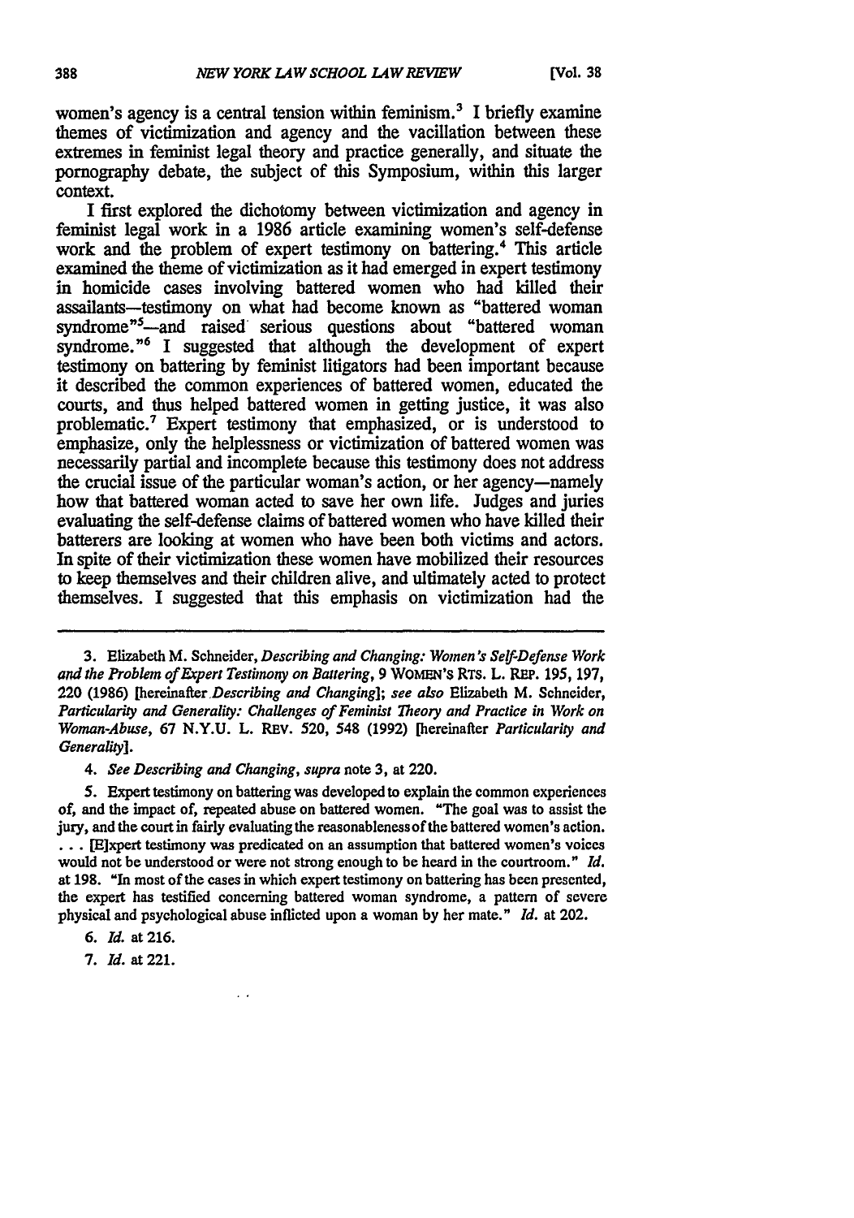women's agency is a central tension within feminism.[3] I briefly examine themes of victimization and agency and the vacillation between these extremes in feminist legal theory and practice generally, and situate the pornography debate, the subject of this Symposium, within this larger context.

I first explored the dichotomy between victimization and agency in feminist legal work in a 1986 article examining women's self-defense work and the problem of expert testimony on battering.[4] This article examined the theme of victimization as it had emerged in expert testimony in homicide cases involving battered women who had killed their assailants—testimony on what had become known as "battered woman syndrome"[5]—and raised serious questions about "battered woman syndrome."[6] I suggested that although the development of expert testimony on battering by feminist litigators had been important because it described the common experiences of battered women, educated the courts, and thus helped battered women in getting justice, it was also problematic.[7] Expert testimony that emphasized, or is understood to emphasize, only the helplessness or victimization of battered women was necessarily partial and incomplete because this testimony does not address the crucial issue of the particular woman's action, or her agency—namely how that battered woman acted to save her own life. Judges and juries evaluating the self-defense claims of battered women who have killed their batterers are looking at women who have been both victims and actors. In spite of their victimization these women have mobilized their resources to keep themselves and their children alive, and ultimately acted to protect themselves. I suggested that this emphasis on victimization had the

---

3. Elizabeth M. Schneider, *Describing and Changing: Women's Self-Defense Work and the Problem of Expert Testimony on Battering*, 9 WOMEN'S RTS. L. REP. 195, 197, 220 (1986) [hereinafter *Describing and Changing*]; *see also* Elizabeth M. Schneider, *Particularity and Generality: Challenges of Feminist Theory and Practice in Work on Woman-Abuse*, 67 N.Y.U. L. REV. 520, 548 (1992) [hereinafter *Particularity and Generality*].

4. *See Describing and Changing*, *supra* note 3, at 220.

5. Expert testimony on battering was developed to explain the common experiences of, and the impact of, repeated abuse on battered women. "The goal was to assist the jury, and the court in fairly evaluating the reasonableness of the battered women's action. . . . [E]xpert testimony was predicated on an assumption that battered women's voices would not be understood or were not strong enough to be heard in the courtroom." *Id.* at 198. "In most of the cases in which expert testimony on battering has been presented, the expert has testified concerning battered woman syndrome, a pattern of severe physical and psychological abuse inflicted upon a woman by her mate." *Id.* at 202.

6. *Id.* at 216.

7. *Id.* at 221.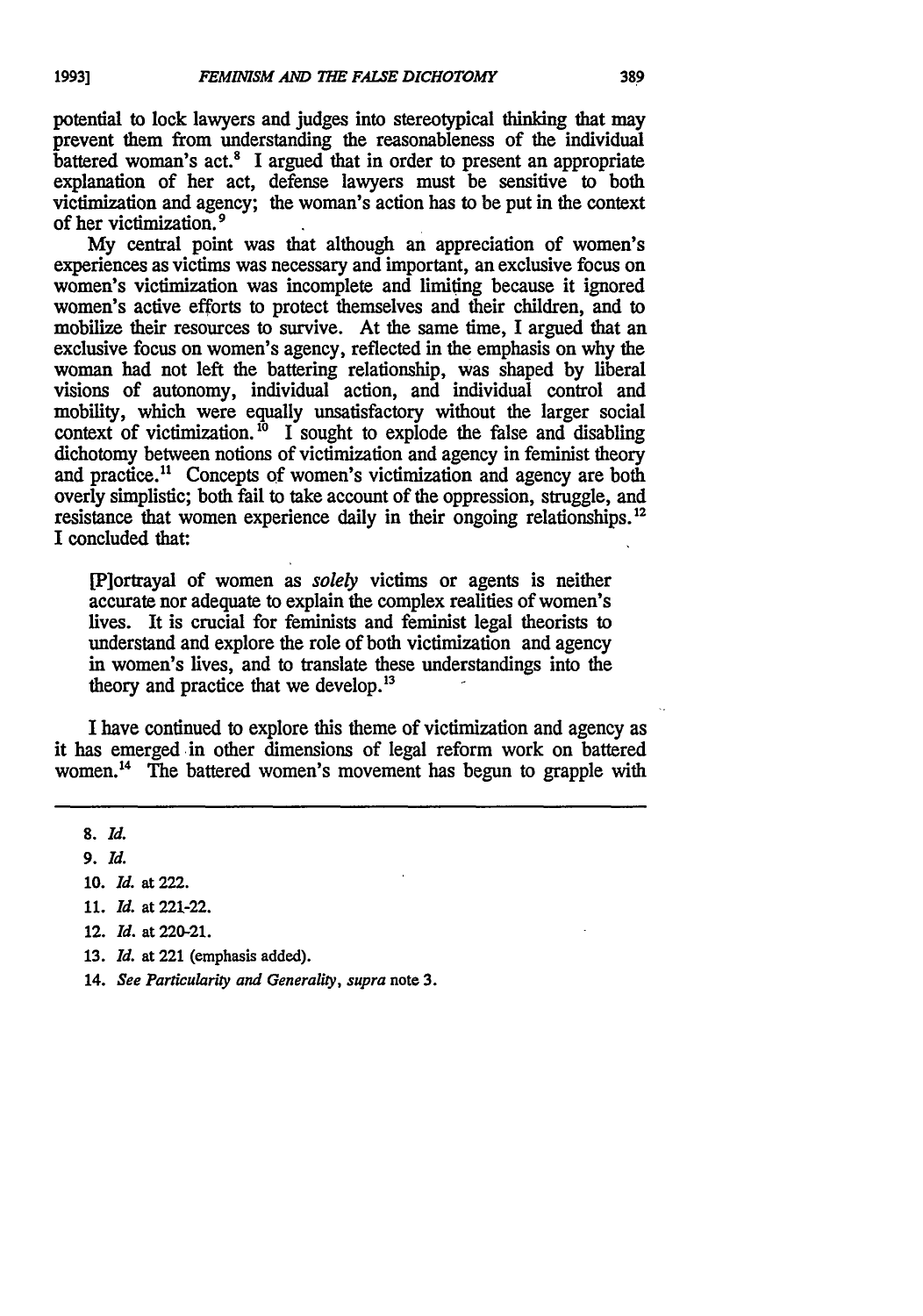potential to lock lawyers and judges into stereotypical thinking that may prevent them from understanding the reasonableness of the individual battered woman's act.[8] I argued that in order to present an appropriate explanation of her act, defense lawyers must be sensitive to both victimization and agency; the woman's action has to be put in the context of her victimization.[9]

My central point was that although an appreciation of women's experiences as victims was necessary and important, an exclusive focus on women's victimization was incomplete and limiting because it ignored women's active efforts to protect themselves and their children, and to mobilize their resources to survive. At the same time, I argued that an exclusive focus on women's agency, reflected in the emphasis on why the woman had not left the battering relationship, was shaped by liberal visions of autonomy, individual action, and individual control and mobility, which were equally unsatisfactory without the larger social context of victimization.[10] I sought to explode the false and disabling dichotomy between notions of victimization and agency in feminist theory and practice.[11] Concepts of women's victimization and agency are both overly simplistic; both fail to take account of the oppression, struggle, and resistance that women experience daily in their ongoing relationships.[12] I concluded that:

> [P]ortrayal of women as *solely* victims or agents is neither accurate nor adequate to explain the complex realities of women's lives. It is crucial for feminists and feminist legal theorists to understand and explore the role of both victimization and agency in women's lives, and to translate these understandings into the theory and practice that we develop.[13]

I have continued to explore this theme of victimization and agency as it has emerged in other dimensions of legal reform work on battered women.[14] The battered women's movement has begun to grapple with

---

8. *Id.*
9. *Id.*
10. *Id.* at 222.
11. *Id.* at 221-22.
12. *Id.* at 220-21.
13. *Id.* at 221 (emphasis added).
14. *See Particularity and Generality*, *supra* note 3.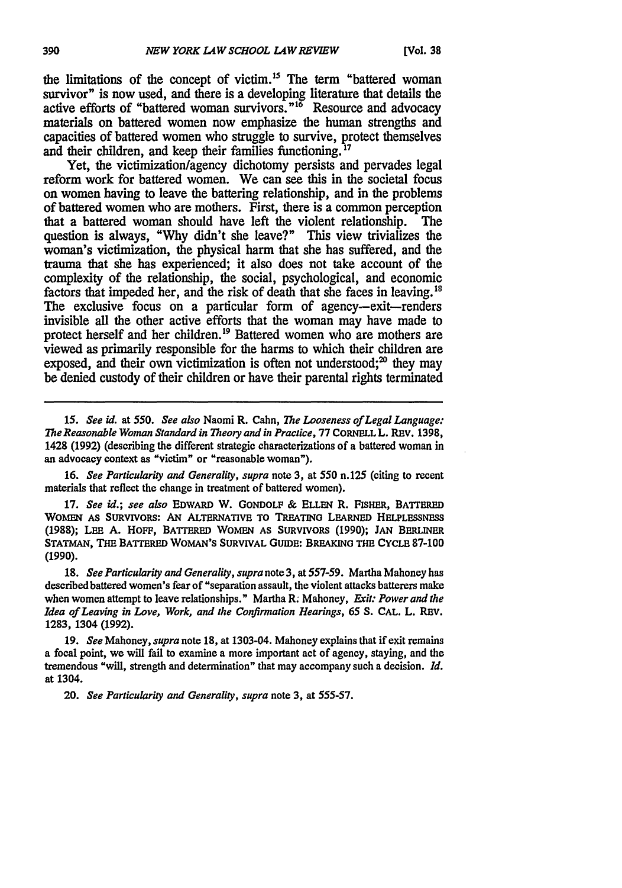the limitations of the concept of victim.[15] The term "battered woman survivor" is now used, and there is a developing literature that details the active efforts of "battered woman survivors."[16] Resource and advocacy materials on battered women now emphasize the human strengths and capacities of battered women who struggle to survive, protect themselves and their children, and keep their families functioning.[17]

Yet, the victimization/agency dichotomy persists and pervades legal reform work for battered women. We can see this in the societal focus on women having to leave the battering relationship, and in the problems of battered women who are mothers. First, there is a common perception that a battered woman should have left the violent relationship. The question is always, "Why didn't she leave?" This view trivializes the woman's victimization, the physical harm that she has suffered, and the trauma that she has experienced; it also does not take account of the complexity of the relationship, the social, psychological, and economic factors that impeded her, and the risk of death that she faces in leaving.[18] The exclusive focus on a particular form of agency—exit—renders invisible all the other active efforts that the woman may have made to protect herself and her children.[19] Battered women who are mothers are viewed as primarily responsible for the harms to which their children are exposed, and their own victimization is often not understood;[20] they may be denied custody of their children or have their parental rights terminated

---

15. *See id.* at 550. *See also* Naomi R. Cahn, *The Looseness of Legal Language: The Reasonable Woman Standard in Theory and in Practice*, 77 CORNELL L. REV. 1398, 1428 (1992) (describing the different strategic characterizations of a battered woman in an advocacy context as "victim" or "reasonable woman").

16. *See Particularity and Generality*, *supra* note 3, at 550 n.125 (citing to recent materials that reflect the change in treatment of battered women).

17. *See id.*; *see also* EDWARD W. GONDOLF & ELLEN R. FISHER, BATTERED WOMEN AS SURVIVORS: AN ALTERNATIVE TO TREATING LEARNED HELPLESSNESS (1988); LEE A. HOFF, BATTERED WOMEN AS SURVIVORS (1990); JAN BERLINER STATMAN, THE BATTERED WOMAN'S SURVIVAL GUIDE: BREAKING THE CYCLE 87-100 (1990).

18. *See Particularity and Generality*, *supra* note 3, at 557-59. Martha Mahoney has described battered women's fear of "separation assault, the violent attacks batterers make when women attempt to leave relationships." Martha R. Mahoney, *Exit: Power and the Idea of Leaving in Love, Work, and the Confirmation Hearings*, 65 S. CAL. L. REV. 1283, 1304 (1992).

19. *See* Mahoney, *supra* note 18, at 1303-04. Mahoney explains that if exit remains a focal point, we will fail to examine a more important act of agency, staying, and the tremendous "will, strength and determination" that may accompany such a decision. *Id.* at 1304.

20. *See Particularity and Generality*, *supra* note 3, at 555-57.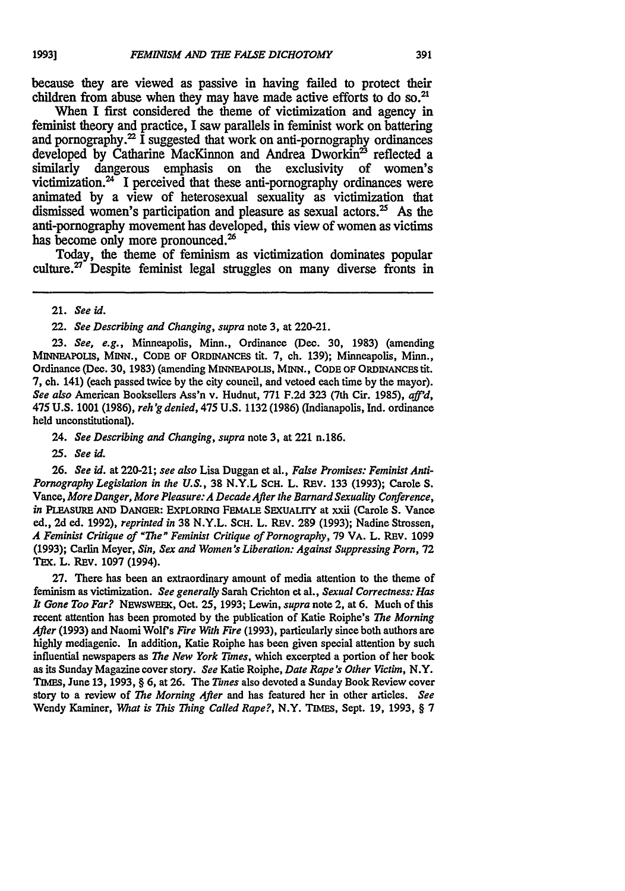because they are viewed as passive in having failed to protect their children from abuse when they may have made active efforts to do so.[21]

When I first considered the theme of victimization and agency in feminist theory and practice, I saw parallels in feminist work on battering and pornography.[22] I suggested that work on anti-pornography ordinances developed by Catharine MacKinnon and Andrea Dworkin[23] reflected a similarly dangerous emphasis on the exclusivity of women's victimization.[24] I perceived that these anti-pornography ordinances were animated by a view of heterosexual sexuality as victimization that dismissed women's participation and pleasure as sexual actors.[25] As the anti-pornography movement has developed, this view of women as victims has become only more pronounced.[26]

Today, the theme of feminism as victimization dominates popular culture.[27] Despite feminist legal struggles on many diverse fronts in

---

21. *See id.*

22. *See Describing and Changing*, *supra* note 3, at 220-21.

23. *See, e.g.*, Minneapolis, Minn., Ordinance (Dec. 30, 1983) (amending MINNEAPOLIS, MINN., CODE OF ORDINANCES tit. 7, ch. 139); Minneapolis, Minn., Ordinance (Dec. 30, 1983) (amending MINNEAPOLIS, MINN., CODE OF ORDINANCES tit. 7, ch. 141) (each passed twice by the city council, and vetoed each time by the mayor). *See also* American Booksellers Ass'n v. Hudnut, 771 F.2d 323 (7th Cir. 1985), *aff'd*, 475 U.S. 1001 (1986), *reh'g denied*, 475 U.S. 1132 (1986) (Indianapolis, Ind. ordinance held unconstitutional).

24. *See Describing and Changing*, *supra* note 3, at 221 n.186.

25. *See id.*

26. *See id.* at 220-21; *see also* Lisa Duggan et al., *False Promises: Feminist Anti-Pornography Legislation in the U.S.*, 38 N.Y.L SCH. L. REV. 133 (1993); Carole S. Vance, *More Danger, More Pleasure: A Decade After the Barnard Sexuality Conference*, *in* PLEASURE AND DANGER: EXPLORING FEMALE SEXUALITY at xxii (Carole S. Vance ed., 2d ed. 1992), *reprinted in* 38 N.Y.L. SCH. L. REV. 289 (1993); Nadine Strossen, *A Feminist Critique of "The" Feminist Critique of Pornography*, 79 VA. L. REV. 1099 (1993); Carlin Meyer, *Sin, Sex and Women's Liberation: Against Suppressing Porn*, 72 TEX. L. REV. 1097 (1994).

27. There has been an extraordinary amount of media attention to the theme of feminism as victimization. *See generally* Sarah Crichton et al., *Sexual Correctness: Has It Gone Too Far?* NEWSWEEK, Oct. 25, 1993; Lewin, *supra* note 2, at 6. Much of this recent attention has been promoted by the publication of Katie Roiphe's *The Morning After* (1993) and Naomi Wolf's *Fire With Fire* (1993), particularly since both authors are highly mediagenic. In addition, Katie Roiphe has been given special attention by such influential newspapers as *The New York Times*, which excerpted a portion of her book as its Sunday Magazine cover story. *See* Katie Roiphe, *Date Rape's Other Victim*, N.Y. TIMES, June 13, 1993, § 6, at 26. The *Times* also devoted a Sunday Book Review cover story to a review of *The Morning After* and has featured her in other articles. *See* Wendy Kaminer, *What is This Thing Called Rape?*, N.Y. TIMES, Sept. 19, 1993, § 7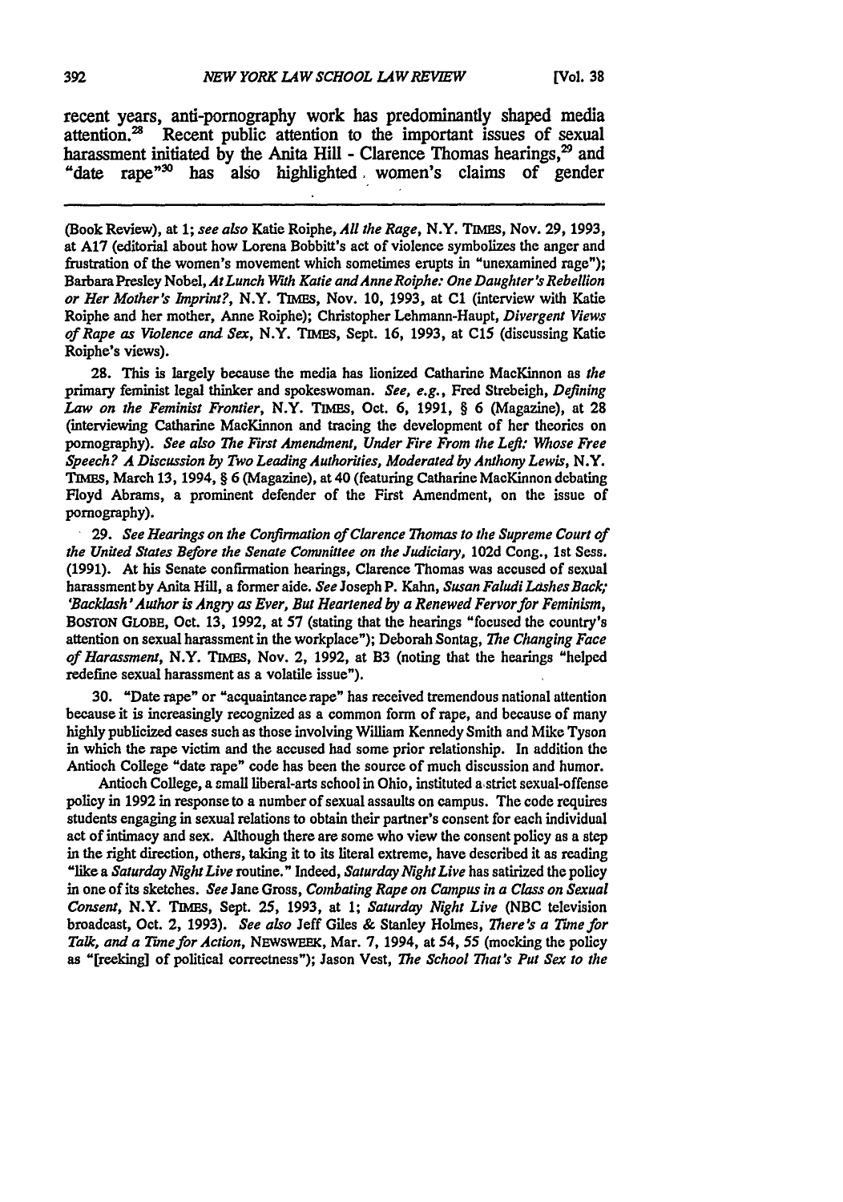recent years, anti-pornography work has predominantly shaped media attention.[28] Recent public attention to the important issues of sexual harassment initiated by the Anita Hill - Clarence Thomas hearings,[29] and "date rape"[30] has also highlighted women's claims of gender

---

(Book Review), at 1; *see also* Katie Roiphe, *All the Rage*, N.Y. TIMES, Nov. 29, 1993, at A17 (editorial about how Lorena Bobbitt's act of violence symbolizes the anger and frustration of the women's movement which sometimes erupts in "unexamined rage"); Barbara Presley Nobel, *At Lunch With Katie and Anne Roiphe: One Daughter's Rebellion or Her Mother's Imprint?*, N.Y. TIMES, Nov. 10, 1993, at C1 (interview with Katie Roiphe and her mother, Anne Roiphe); Christopher Lehmann-Haupt, *Divergent Views of Rape as Violence and Sex*, N.Y. TIMES, Sept. 16, 1993, at C15 (discussing Katie Roiphe's views).

28. This is largely because the media has lionized Catharine MacKinnon as *the* primary feminist legal thinker and spokeswoman. *See, e.g.*, Fred Strebeigh, *Defining Law on the Feminist Frontier*, N.Y. TIMES, Oct. 6, 1991, § 6 (Magazine), at 28 (interviewing Catharine MacKinnon and tracing the development of her theories on pornography). *See also The First Amendment, Under Fire From the Left: Whose Free Speech? A Discussion by Two Leading Authorities, Moderated by Anthony Lewis*, N.Y. TIMES, March 13, 1994, § 6 (Magazine), at 40 (featuring Catharine MacKinnon debating Floyd Abrams, a prominent defender of the First Amendment, on the issue of pornography).

29. *See Hearings on the Confirmation of Clarence Thomas to the Supreme Court of the United States Before the Senate Committee on the Judiciary*, 102d Cong., 1st Sess. (1991). At his Senate confirmation hearings, Clarence Thomas was accused of sexual harassment by Anita Hill, a former aide. *See* Joseph P. Kahn, *Susan Faludi Lashes Back; 'Backlash' Author is Angry as Ever, But Heartened by a Renewed Fervor for Feminism*, BOSTON GLOBE, Oct. 13, 1992, at 57 (stating that the hearings "focused the country's attention on sexual harassment in the workplace"); Deborah Sontag, *The Changing Face of Harassment*, N.Y. TIMES, Nov. 2, 1992, at B3 (noting that the hearings "helped redefine sexual harassment as a volatile issue").

30. "Date rape" or "acquaintance rape" has received tremendous national attention because it is increasingly recognized as a common form of rape, and because of many highly publicized cases such as those involving William Kennedy Smith and Mike Tyson in which the rape victim and the accused had some prior relationship. In addition the Antioch College "date rape" code has been the source of much discussion and humor.

Antioch College, a small liberal-arts school in Ohio, instituted a strict sexual-offense policy in 1992 in response to a number of sexual assaults on campus. The code requires students engaging in sexual relations to obtain their partner's consent for each individual act of intimacy and sex. Although there are some who view the consent policy as a step in the right direction, others, taking it to its literal extreme, have described it as reading "like a *Saturday Night Live* routine." Indeed, *Saturday Night Live* has satirized the policy in one of its sketches. *See* Jane Gross, *Combating Rape on Campus in a Class on Sexual Consent*, N.Y. TIMES, Sept. 25, 1993, at 1; *Saturday Night Live* (NBC television broadcast, Oct. 2, 1993). *See also* Jeff Giles & Stanley Holmes, *There's a Time for Talk, and a Time for Action*, NEWSWEEK, Mar. 7, 1994, at 54, 55 (mocking the policy as "[reeking] of political correctness"); Jason Vest, *The School That's Put Sex to the*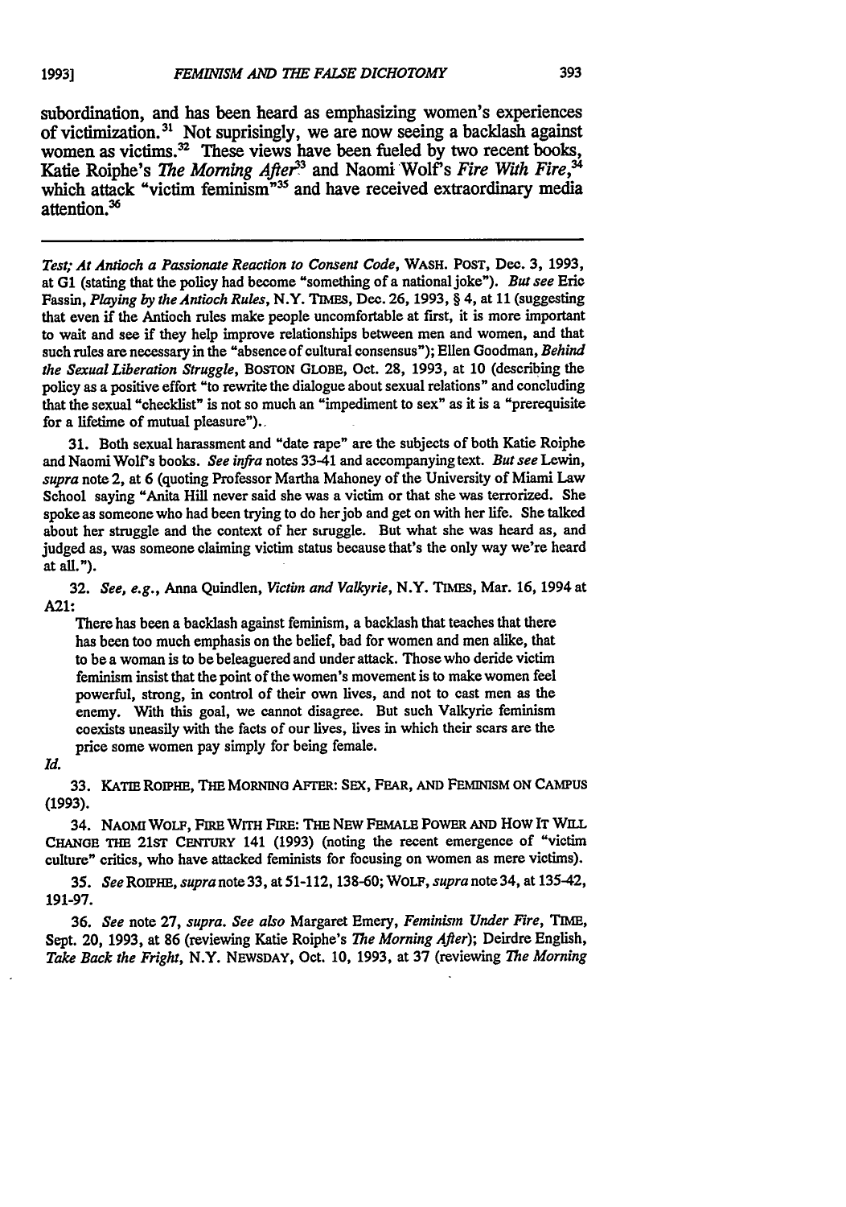subordination, and has been heard as emphasizing women's experiences of victimization.[31] Not suprisingly, we are now seeing a backlash against women as victims.[32] These views have been fueled by two recent books, Katie Roiphe's *The Morning After*[33] and Naomi Wolf's *Fire With Fire*,[34] which attack "victim feminism"[35] and have received extraordinary media attention.[36]

---

*Test; At Antioch a Passionate Reaction to Consent Code*, WASH. POST, Dec. 3, 1993, at G1 (stating that the policy had become "something of a national joke"). *But see* Eric Fassin, *Playing by the Antioch Rules*, N.Y. TIMES, Dec. 26, 1993, § 4, at 11 (suggesting that even if the Antioch rules make people uncomfortable at first, it is more important to wait and see if they help improve relationships between men and women, and that such rules are necessary in the "absence of cultural consensus"); Ellen Goodman, *Behind the Sexual Liberation Struggle*, BOSTON GLOBE, Oct. 28, 1993, at 10 (describing the policy as a positive effort "to rewrite the dialogue about sexual relations" and concluding that the sexual "checklist" is not so much an "impediment to sex" as it is a "prerequisite for a lifetime of mutual pleasure").

31. Both sexual harassment and "date rape" are the subjects of both Katie Roiphe and Naomi Wolf's books. *See infra* notes 33-41 and accompanying text. *But see* Lewin, *supra* note 2, at 6 (quoting Professor Martha Mahoney of the University of Miami Law School saying "Anita Hill never said she was a victim or that she was terrorized. She spoke as someone who had been trying to do her job and get on with her life. She talked about her struggle and the context of her struggle. But what she was heard as, and judged as, was someone claiming victim status because that's the only way we're heard at all.").

32. *See, e.g.*, Anna Quindlen, *Victim and Valkyrie*, N.Y. TIMES, Mar. 16, 1994 at A21:

> There has been a backlash against feminism, a backlash that teaches that there has been too much emphasis on the belief, bad for women and men alike, that to be a woman is to be beleaguered and under attack. Those who deride victim feminism insist that the point of the women's movement is to make women feel powerful, strong, in control of their own lives, and not to cast men as the enemy. With this goal, we cannot disagree. But such Valkyrie feminism coexists uneasily with the facts of our lives, lives in which their scars are the price some women pay simply for being female.

*Id.*

33. KATIE ROIPHE, THE MORNING AFTER: SEX, FEAR, AND FEMINISM ON CAMPUS (1993).

34. NAOMI WOLF, FIRE WITH FIRE: THE NEW FEMALE POWER AND HOW IT WILL CHANGE THE 21ST CENTURY 141 (1993) (noting the recent emergence of "victim culture" critics, who have attacked feminists for focusing on women as mere victims).

35. *See* ROIPHE, *supra* note 33, at 51-112, 138-60; WOLF, *supra* note 34, at 135-42, 191-97.

36. *See* note 27, *supra*. *See also* Margaret Emery, *Feminism Under Fire*, TIME, Sept. 20, 1993, at 86 (reviewing Katie Roiphe's *The Morning After*); Deirdre English, *Take Back the Fright*, N.Y. NEWSDAY, Oct. 10, 1993, at 37 (reviewing *The Morning*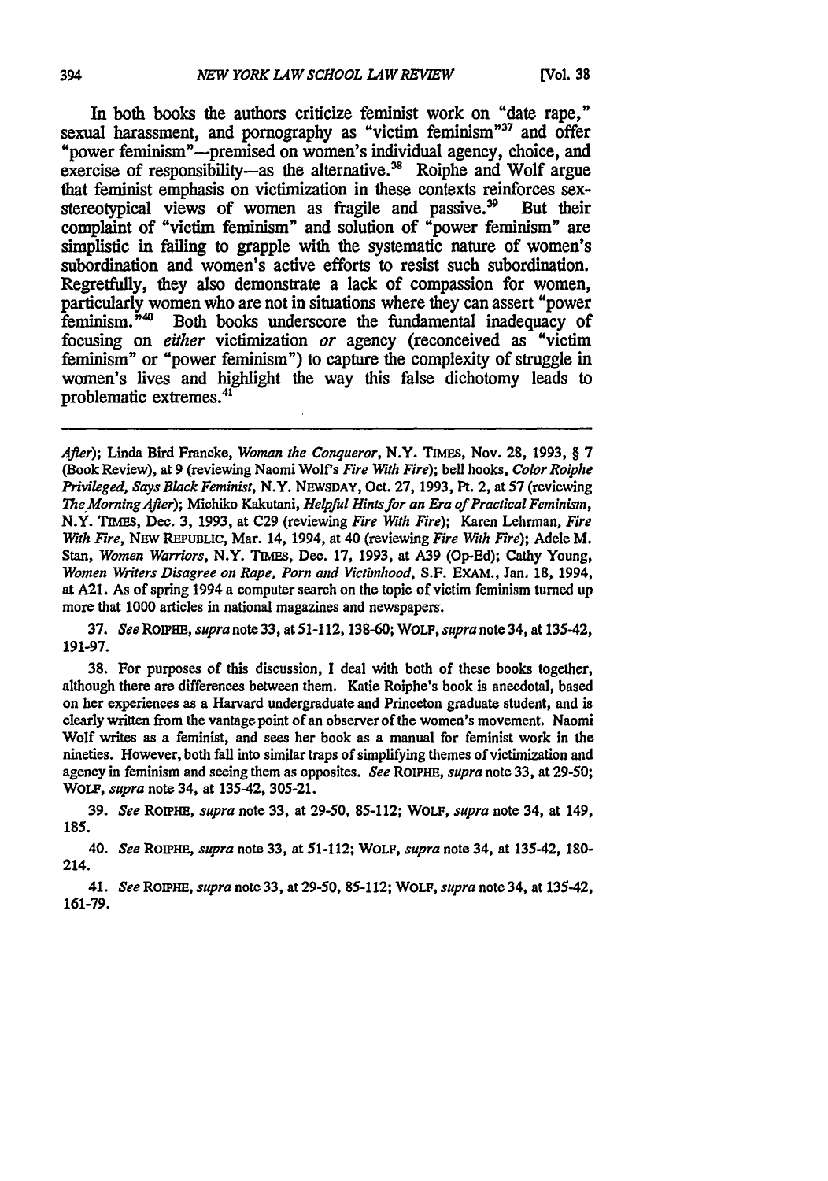In both books the authors criticize feminist work on "date rape," sexual harassment, and pornography as "victim feminism"[37] and offer "power feminism"—premised on women's individual agency, choice, and exercise of responsibility—as the alternative.[38] Roiphe and Wolf argue that feminist emphasis on victimization in these contexts reinforces sex-stereotypical views of women as fragile and passive.[39] But their complaint of "victim feminism" and solution of "power feminism" are simplistic in failing to grapple with the systematic nature of women's subordination and women's active efforts to resist such subordination. Regretfully, they also demonstrate a lack of compassion for women, particularly women who are not in situations where they can assert "power feminism."[40] Both books underscore the fundamental inadequacy of focusing on *either* victimization *or* agency (reconceived as "victim feminism" or "power feminism") to capture the complexity of struggle in women's lives and highlight the way this false dichotomy leads to problematic extremes.[41]

---

*After*); Linda Bird Francke, *Woman the Conqueror*, N.Y. TIMES, Nov. 28, 1993, § 7 (Book Review), at 9 (reviewing Naomi Wolf's *Fire With Fire*); bell hooks, *Color Roiphe Privileged, Says Black Feminist*, N.Y. NEWSDAY, Oct. 27, 1993, Pt. 2, at 57 (reviewing *The Morning After*); Michiko Kakutani, *Helpful Hints for an Era of Practical Feminism*, N.Y. TIMES, Dec. 3, 1993, at C29 (reviewing *Fire With Fire*); Karen Lehrman, *Fire With Fire*, NEW REPUBLIC, Mar. 14, 1994, at 40 (reviewing *Fire With Fire*); Adele M. Stan, *Women Warriors*, N.Y. TIMES, Dec. 17, 1993, at A39 (Op-Ed); Cathy Young, *Women Writers Disagree on Rape, Porn and Victimhood*, S.F. EXAM., Jan. 18, 1994, at A21. As of spring 1994 a computer search on the topic of victim feminism turned up more that 1000 articles in national magazines and newspapers.

37. *See* ROIPHE, *supra* note 33, at 51-112, 138-60; WOLF, *supra* note 34, at 135-42, 191-97.

38. For purposes of this discussion, I deal with both of these books together, although there are differences between them. Katie Roiphe's book is anecdotal, based on her experiences as a Harvard undergraduate and Princeton graduate student, and is clearly written from the vantage point of an observer of the women's movement. Naomi Wolf writes as a feminist, and sees her book as a manual for feminist work in the nineties. However, both fall into similar traps of simplifying themes of victimization and agency in feminism and seeing them as opposites. *See* ROIPHE, *supra* note 33, at 29-50; WOLF, *supra* note 34, at 135-42, 305-21.

39. *See* ROIPHE, *supra* note 33, at 29-50, 85-112; WOLF, *supra* note 34, at 149, 185.

40. *See* ROIPHE, *supra* note 33, at 51-112; WOLF, *supra* note 34, at 135-42, 180-214.

41. *See* ROIPHE, *supra* note 33, at 29-50, 85-112; WOLF, *supra* note 34, at 135-42, 161-79.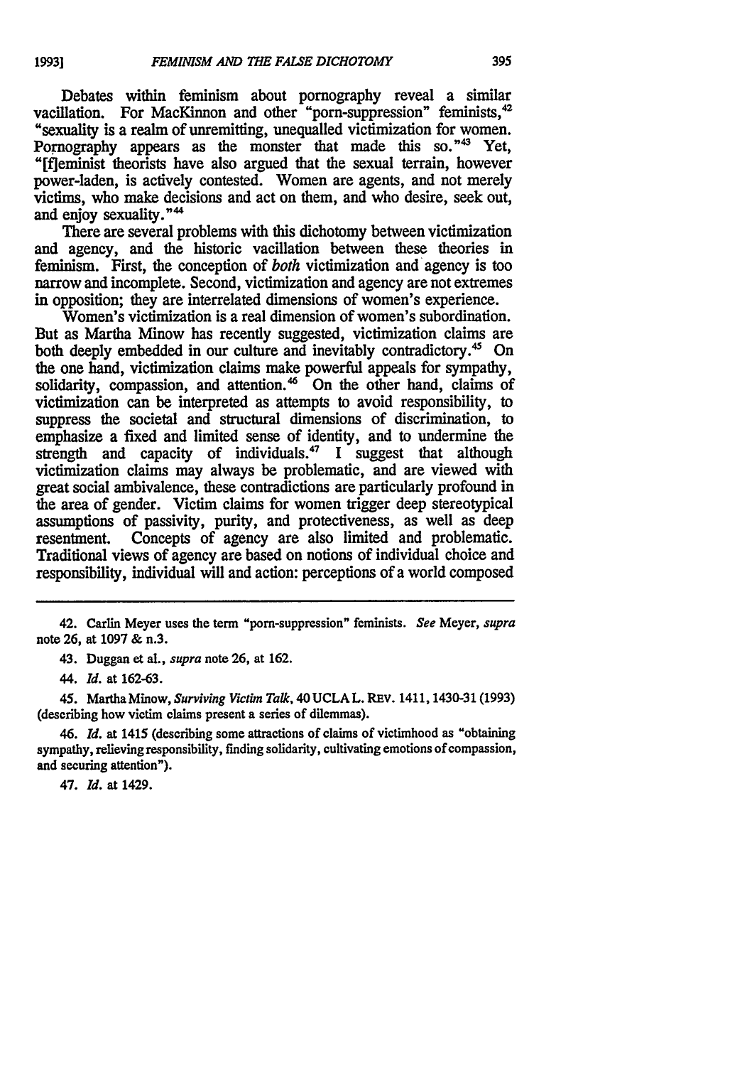Debates within feminism about pornography reveal a similar vacillation. For MacKinnon and other "porn-suppression" feminists,[42] "sexuality is a realm of unremitting, unequalled victimization for women. Pornography appears as the monster that made this so."[43] Yet, "[f]eminist theorists have also argued that the sexual terrain, however power-laden, is actively contested. Women are agents, and not merely victims, who make decisions and act on them, and who desire, seek out, and enjoy sexuality."[44]

There are several problems with this dichotomy between victimization and agency, and the historic vacillation between these theories in feminism. First, the conception of *both* victimization and agency is too narrow and incomplete. Second, victimization and agency are not extremes in opposition; they are interrelated dimensions of women's experience.

Women's victimization is a real dimension of women's subordination. But as Martha Minow has recently suggested, victimization claims are both deeply embedded in our culture and inevitably contradictory.[45] On the one hand, victimization claims make powerful appeals for sympathy, solidarity, compassion, and attention.[46] On the other hand, claims of victimization can be interpreted as attempts to avoid responsibility, to suppress the societal and structural dimensions of discrimination, to emphasize a fixed and limited sense of identity, and to undermine the strength and capacity of individuals.[47] I suggest that although victimization claims may always be problematic, and are viewed with great social ambivalence, these contradictions are particularly profound in the area of gender. Victim claims for women trigger deep stereotypical assumptions of passivity, purity, and protectiveness, as well as deep resentment. Concepts of agency are also limited and problematic. Traditional views of agency are based on notions of individual choice and responsibility, individual will and action: perceptions of a world composed

---

42. Carlin Meyer uses the term "porn-suppression" feminists. *See* Meyer, *supra* note 26, at 1097 & n.3.

43. Duggan et al., *supra* note 26, at 162.

44. *Id.* at 162-63.

45. Martha Minow, *Surviving Victim Talk*, 40 UCLA L. REV. 1411, 1430-31 (1993) (describing how victim claims present a series of dilemmas).

46. *Id.* at 1415 (describing some attractions of claims of victimhood as "obtaining sympathy, relieving responsibility, finding solidarity, cultivating emotions of compassion, and securing attention").

47. *Id.* at 1429.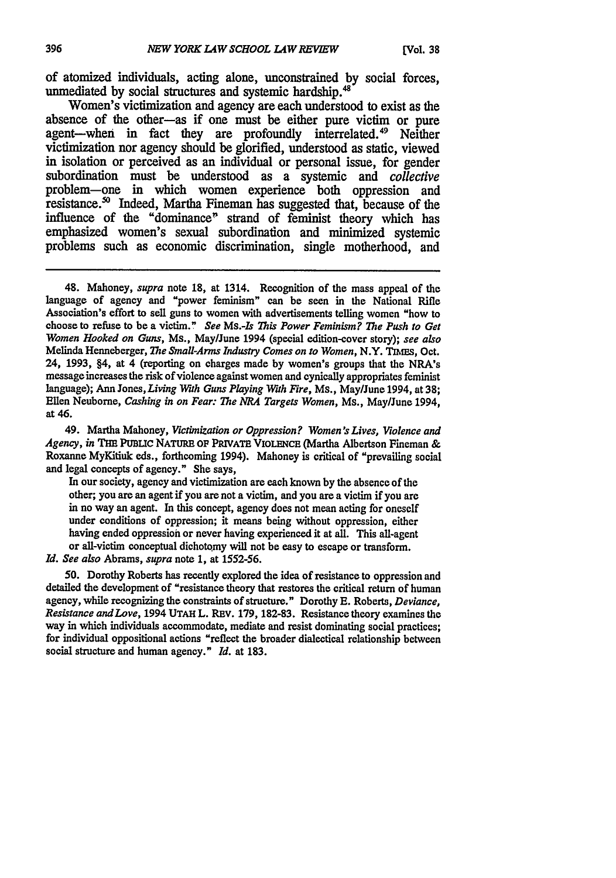of atomized individuals, acting alone, unconstrained by social forces, unmediated by social structures and systemic hardship.[48]

Women's victimization and agency are each understood to exist as the absence of the other—as if one must be either pure victim or pure agent—when in fact they are profoundly interrelated.[49] Neither victimization nor agency should be glorified, understood as static, viewed in isolation or perceived as an individual or personal issue, for gender subordination must be understood as a systemic and *collective* problem—one in which women experience both oppression and resistance.[50] Indeed, Martha Fineman has suggested that, because of the influence of the "dominance" strand of feminist theory which has emphasized women's sexual subordination and minimized systemic problems such as economic discrimination, single motherhood, and

---

48. Mahoney, *supra* note 18, at 1314. Recognition of the mass appeal of the language of agency and "power feminism" can be seen in the National Rifle Association's effort to sell guns to women with advertisements telling women "how to choose to refuse to be a victim." *See* Ms.-*Is This Power Feminism? The Push to Get Women Hooked on Guns*, Ms., May/June 1994 (special edition-cover story); *see also* Melinda Henneberger, *The Small-Arms Industry Comes on to Women*, N.Y. TIMES, Oct. 24, 1993, §4, at 4 (reporting on charges made by women's groups that the NRA's message increases the risk of violence against women and cynically appropriates feminist language); Ann Jones, *Living With Guns Playing With Fire*, Ms., May/June 1994, at 38; Ellen Neuborne, *Cashing in on Fear: The NRA Targets Women*, Ms., May/June 1994, at 46.

49. Martha Mahoney, *Victimization or Oppression? Women's Lives, Violence and Agency*, *in* THE PUBLIC NATURE OF PRIVATE VIOLENCE (Martha Albertson Fineman & Roxanne MyKitiuk eds., forthcoming 1994). Mahoney is critical of "prevailing social and legal concepts of agency." She says,

> In our society, agency and victimization are each known by the absence of the other; you are an agent if you are not a victim, and you are a victim if you are in no way an agent. In this concept, agency does not mean acting for oneself under conditions of oppression; it means being without oppression, either having ended oppression or never having experienced it at all. This all-agent or all-victim conceptual dichotomy will not be easy to escape or transform.

*Id. See also* Abrams, *supra* note 1, at 1552-56.

50. Dorothy Roberts has recently explored the idea of resistance to oppression and detailed the development of "resistance theory that restores the critical return of human agency, while recognizing the constraints of structure." Dorothy E. Roberts, *Deviance, Resistance and Love*, 1994 UTAH L. REV. 179, 182-83. Resistance theory examines the way in which individuals accommodate, mediate and resist dominating social practices; for individual oppositional actions "reflect the broader dialectical relationship between social structure and human agency." *Id.* at 183.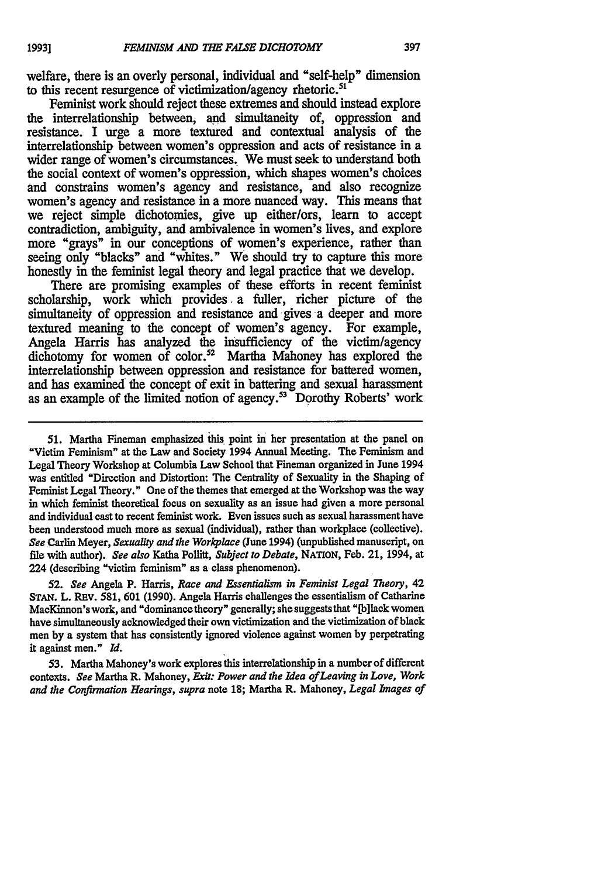welfare, there is an overly personal, individual and "self-help" dimension to this recent resurgence of victimization/agency rhetoric.[51]

Feminist work should reject these extremes and should instead explore the interrelationship between, and simultaneity of, oppression and resistance. I urge a more textured and contextual analysis of the interrelationship between women's oppression and acts of resistance in a wider range of women's circumstances. We must seek to understand both the social context of women's oppression, which shapes women's choices and constrains women's agency and resistance, and also recognize women's agency and resistance in a more nuanced way. This means that we reject simple dichotomies, give up either/ors, learn to accept contradiction, ambiguity, and ambivalence in women's lives, and explore more "grays" in our conceptions of women's experience, rather than seeing only "blacks" and "whites." We should try to capture this more honestly in the feminist legal theory and legal practice that we develop.

There are promising examples of these efforts in recent feminist scholarship, work which provides a fuller, richer picture of the simultaneity of oppression and resistance and gives a deeper and more textured meaning to the concept of women's agency. For example, Angela Harris has analyzed the insufficiency of the victim/agency dichotomy for women of color.[52] Martha Mahoney has explored the interrelationship between oppression and resistance for battered women, and has examined the concept of exit in battering and sexual harassment as an example of the limited notion of agency.[53] Dorothy Roberts' work

---

51. Martha Fineman emphasized this point in her presentation at the panel on "Victim Feminism" at the Law and Society 1994 Annual Meeting. The Feminism and Legal Theory Workshop at Columbia Law School that Fineman organized in June 1994 was entitled "Direction and Distortion: The Centrality of Sexuality in the Shaping of Feminist Legal Theory." One of the themes that emerged at the Workshop was the way in which feminist theoretical focus on sexuality as an issue had given a more personal and individual cast to recent feminist work. Even issues such as sexual harassment have been understood much more as sexual (individual), rather than workplace (collective). *See* Carlin Meyer, *Sexuality and the Workplace* (June 1994) (unpublished manuscript, on file with author). *See also* Katha Pollitt, *Subject to Debate*, NATION, Feb. 21, 1994, at 224 (describing "victim feminism" as a class phenomenon).

52. *See* Angela P. Harris, *Race and Essentialism in Feminist Legal Theory*, 42 STAN. L. REV. 581, 601 (1990). Angela Harris challenges the essentialism of Catharine MacKinnon's work, and "dominance theory" generally; she suggests that "[b]lack women have simultaneously acknowledged their own victimization and the victimization of black men by a system that has consistently ignored violence against women by perpetrating it against men." *Id.*

53. Martha Mahoney's work explores this interrelationship in a number of different contexts. *See* Martha R. Mahoney, *Exit: Power and the Idea of Leaving in Love, Work and the Confirmation Hearings*, *supra* note 18; Martha R. Mahoney, *Legal Images of*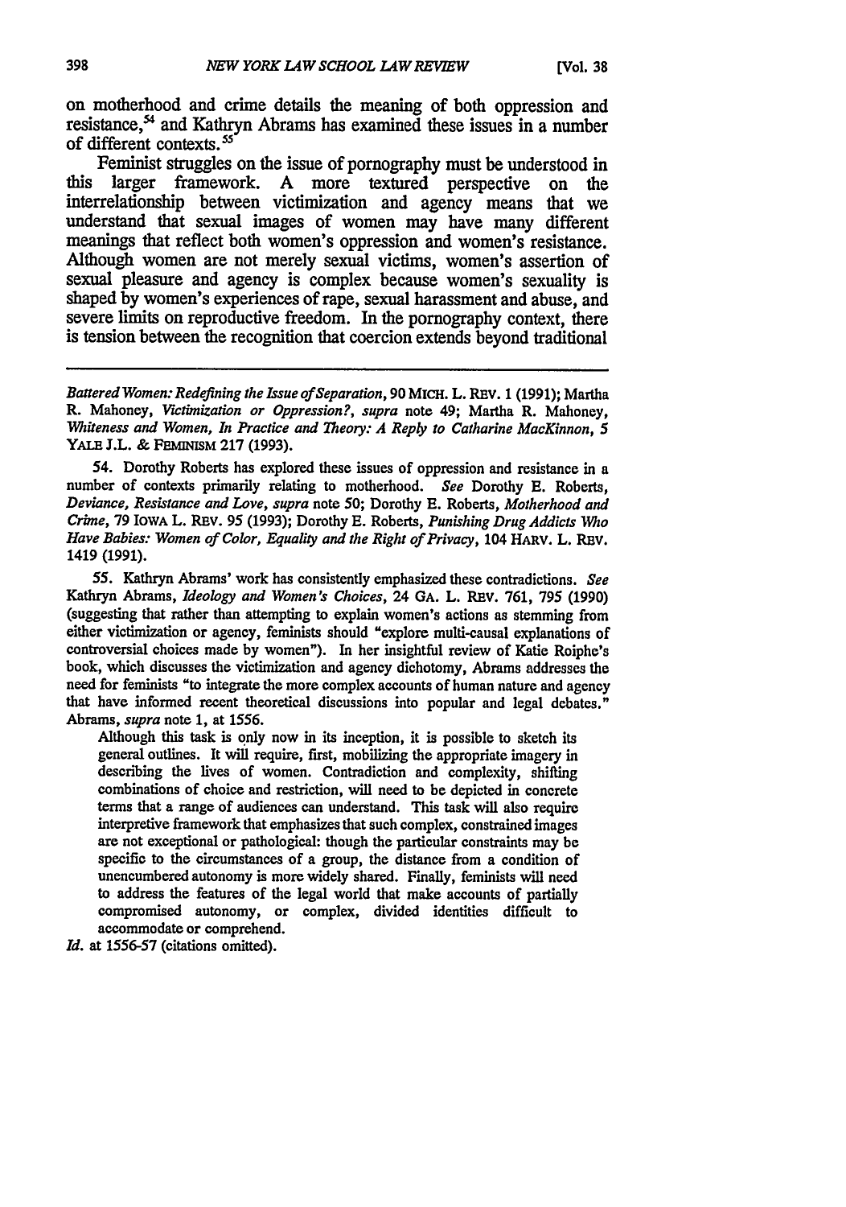on motherhood and crime details the meaning of both oppression and resistance,[54] and Kathryn Abrams has examined these issues in a number of different contexts.[55]

Feminist struggles on the issue of pornography must be understood in this larger framework. A more textured perspective on the interrelationship between victimization and agency means that we understand that sexual images of women may have many different meanings that reflect both women's oppression and women's resistance. Although women are not merely sexual victims, women's assertion of sexual pleasure and agency is complex because women's sexuality is shaped by women's experiences of rape, sexual harassment and abuse, and severe limits on reproductive freedom. In the pornography context, there is tension between the recognition that coercion extends beyond traditional

---

*Battered Women: Redefining the Issue of Separation*, 90 MICH. L. REV. 1 (1991); Martha R. Mahoney, *Victimization or Oppression?*, *supra* note 49; Martha R. Mahoney, *Whiteness and Women, In Practice and Theory: A Reply to Catharine MacKinnon*, 5 YALE J.L. & FEMINISM 217 (1993).

54. Dorothy Roberts has explored these issues of oppression and resistance in a number of contexts primarily relating to motherhood. *See* Dorothy E. Roberts, *Deviance, Resistance and Love*, *supra* note 50; Dorothy E. Roberts, *Motherhood and Crime*, 79 IOWA L. REV. 95 (1993); Dorothy E. Roberts, *Punishing Drug Addicts Who Have Babies: Women of Color, Equality and the Right of Privacy*, 104 HARV. L. REV. 1419 (1991).

55. Kathryn Abrams' work has consistently emphasized these contradictions. *See* Kathryn Abrams, *Ideology and Women's Choices*, 24 GA. L. REV. 761, 795 (1990) (suggesting that rather than attempting to explain women's actions as stemming from either victimization or agency, feminists should "explore multi-causal explanations of controversial choices made by women"). In her insightful review of Katie Roiphe's book, which discusses the victimization and agency dichotomy, Abrams addresses the need for feminists "to integrate the more complex accounts of human nature and agency that have informed recent theoretical discussions into popular and legal debates." Abrams, *supra* note 1, at 1556.

> Although this task is only now in its inception, it is possible to sketch its general outlines. It will require, first, mobilizing the appropriate imagery in describing the lives of women. Contradiction and complexity, shifting combinations of choice and restriction, will need to be depicted in concrete terms that a range of audiences can understand. This task will also require interpretive framework that emphasizes that such complex, constrained images are not exceptional or pathological: though the particular constraints may be specific to the circumstances of a group, the distance from a condition of unencumbered autonomy is more widely shared. Finally, feminists will need to address the features of the legal world that make accounts of partially compromised autonomy, or complex, divided identities difficult to accommodate or comprehend.

*Id.* at 1556-57 (citations omitted).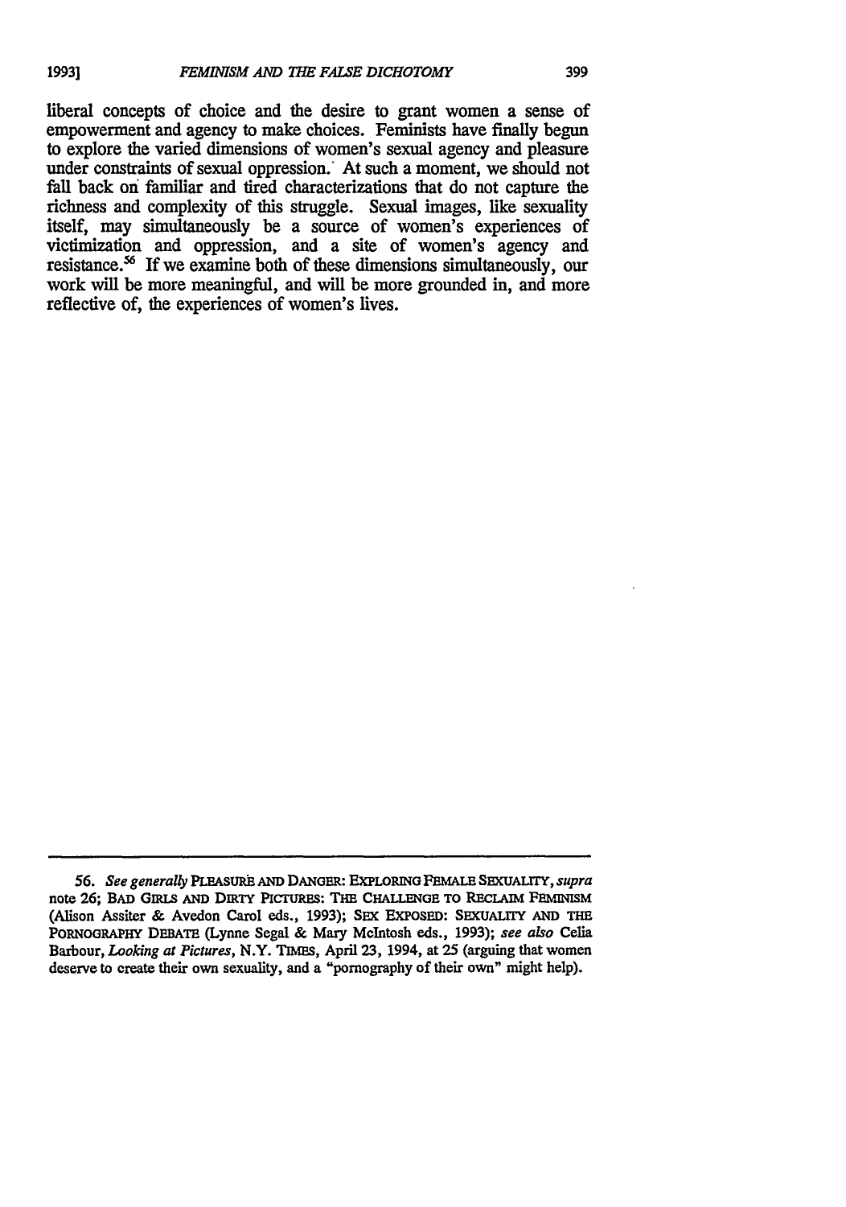liberal concepts of choice and the desire to grant women a sense of empowerment and agency to make choices. Feminists have finally begun to explore the varied dimensions of women's sexual agency and pleasure under constraints of sexual oppression. At such a moment, we should not fall back on familiar and tired characterizations that do not capture the richness and complexity of this struggle. Sexual images, like sexuality itself, may simultaneously be a source of women's experiences of victimization and oppression, and a site of women's agency and resistance.[56] If we examine both of these dimensions simultaneously, our work will be more meaningful, and will be more grounded in, and more reflective of, the experiences of women's lives.

---

56. *See generally* PLEASURE AND DANGER: EXPLORING FEMALE SEXUALITY, *supra* note 26; BAD GIRLS AND DIRTY PICTURES: THE CHALLENGE TO RECLAIM FEMINISM (Alison Assiter & Avedon Carol eds., 1993); SEX EXPOSED: SEXUALITY AND THE PORNOGRAPHY DEBATE (Lynne Segal & Mary McIntosh eds., 1993); *see also* Celia Barbour, *Looking at Pictures*, N.Y. TIMES, April 23, 1994, at 25 (arguing that women deserve to create their own sexuality, and a "pornography of their own" might help).